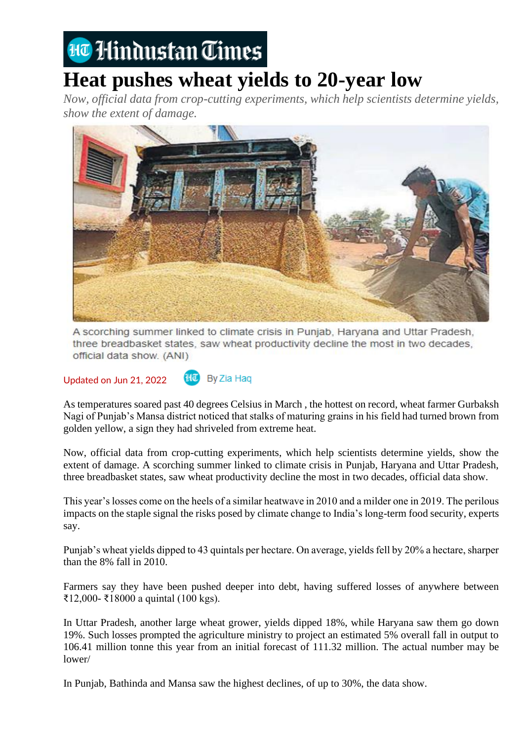Hindustan Times

# Heat pushes wheat yields to 20-year low

*Now, official data from crop-cutting experiments, which help scientists determine yields, show the extent of damage.*

A scorching summer linked to climate crisis in Punjab, Haryana and Uttar Pradesh, three breadbasket states, saw wheat productivity decline the most in two decades, official data show. (ANI)

Updated on Jun 21, 2022 By Zia Haq

As temperatures soared past 40 degrees Celsius in March , the hottest on record, wheat farmer Gurbaksh Nagi of Punjab's Mansa district noticed that stalks of maturing grains in his field had turned brown from golden yellow, a sign they had shriveled from extreme heat.

Now, official data from crop-cutting experiments, which help scientists determine yields, show the extent of damage. A scorching summer linked to climate crisis in Punjab, Haryana and Uttar Pradesh, three breadbasket states, saw wheat productivity decline the most in two decades, official data show.

This year's losses come on the heels of a similar heatwave in 2010 and a milder one in 2019. The perilous impacts on the staple signal the risks posed by climate change to India's long-term food security, experts say.

Punjab's wheat yields dipped to 43 quintals per hectare. On average, yields fell by 20% a hectare, sharper than the 8% fall in 2010.

Farmers say they have been pushed deeper into debt, having suffered losses of anywhere between ₹12,000- ₹18000 a quintal (100 kgs).

In Uttar Pradesh, another large wheat grower, yields dipped 18%, while Haryana saw them go down 19%. Such losses prompted the agriculture ministry to project an estimated 5% overall fall in output to 106.41 million tonne this year from an initial forecast of 111.32 million. The actual number may be lower/

In Punjab, Bathinda and Mansa saw the highest declines, of up to 30%, the data show.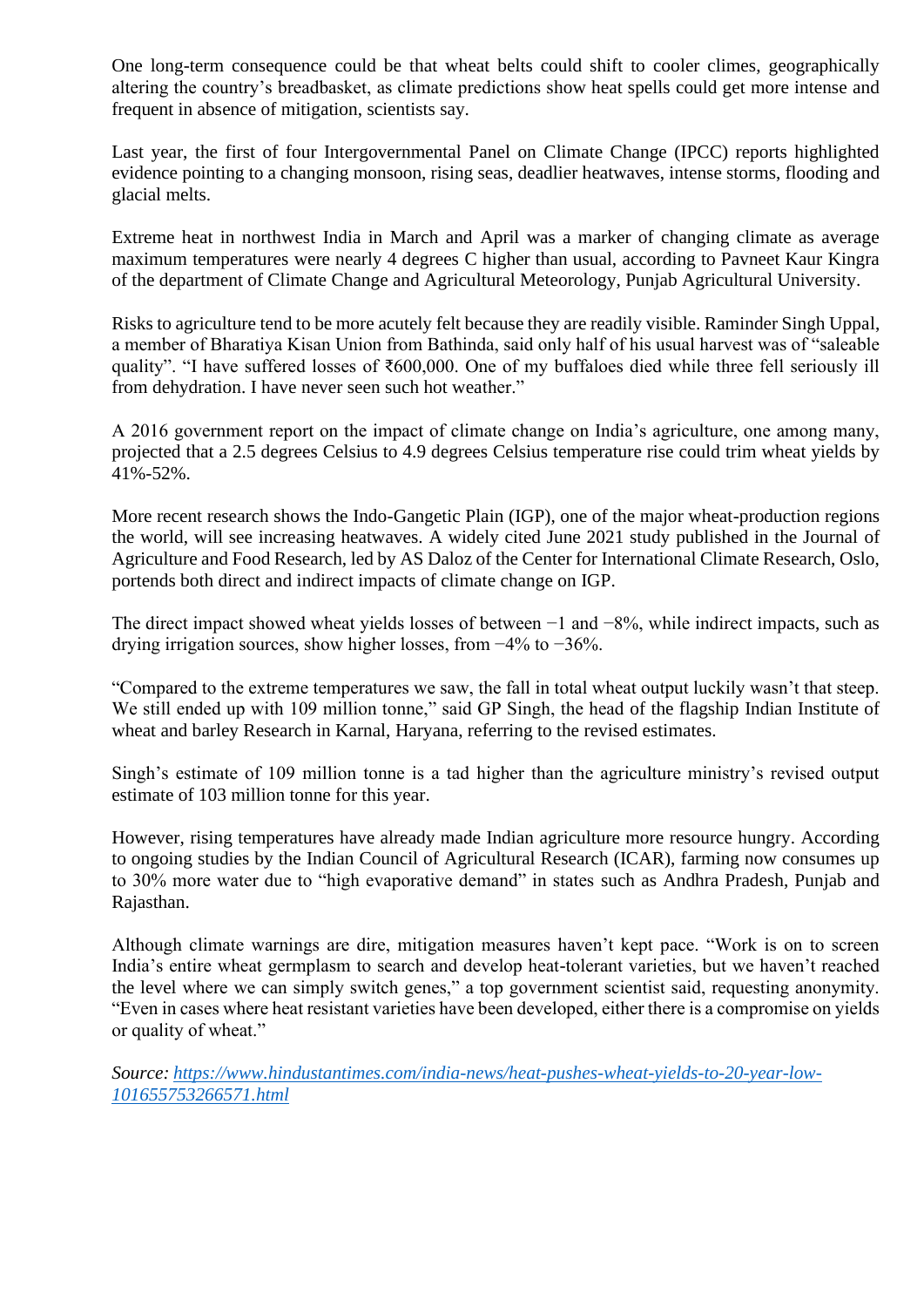One long-term consequence could be that wheat belts could shift to cooler climes, geographically altering the country's breadbasket, as climate predictions show heat spells could get more intense and frequent in absence of mitigation, scientists say.

Last year, the first of four Intergovernmental Panel on Climate Change (IPCC) reports highlighted evidence pointing to a changing monsoon, rising seas, deadlier heatwaves, intense storms, flooding and glacial melts.

Extreme heat in northwest India in March and April was a marker of changing climate as average maximum temperatures were nearly 4 degrees C higher than usual, according to Pavneet Kaur Kingra of the department of Climate Change and Agricultural Meteorology, Punjab Agricultural University.

Risks to agriculture tend to be more acutely felt because they are readily visible. Raminder Singh Uppal, a member of Bharatiya Kisan Union from Bathinda, said only half of his usual harvest was of "saleable quality". "I have suffered losses of ₹600,000. One of my buffaloes died while three fell seriously ill from dehydration. I have never seen such hot weather."

A 2016 government report on the impact of climate change on India's agriculture, one among many, projected that a 2.5 degrees Celsius to 4.9 degrees Celsius temperature rise could trim wheat yields by 41%-52%.

More recent research shows the Indo-Gangetic Plain (IGP), one of the major wheat-production regions the world, will see increasing heatwaves. A widely cited June 2021 study published in the Journal of Agriculture and Food Research, led by AS Daloz of the Center for International Climate Research, Oslo, portends both direct and indirect impacts of climate change on IGP.

The direct impact showed wheat yields losses of between −1 and −8%, while indirect impacts, such as drying irrigation sources, show higher losses, from −4% to −36%.

"Compared to the extreme temperatures we saw, the fall in total wheat output luckily wasn't that steep. We still ended up with 109 million tonne," said GP Singh, the head of the flagship Indian Institute of wheat and barley Research in Karnal, Haryana, referring to the revised estimates.

Singh's estimate of 109 million tonne is a tad higher than the agriculture ministry's revised output estimate of 103 million tonne for this year.

However, rising temperatures have already made Indian agriculture more resource hungry. According to ongoing studies by the Indian Council of Agricultural Research (ICAR), farming now consumes up to 30% more water due to "high evaporative demand" in states such as Andhra Pradesh, Punjab and Rajasthan.

Although climate warnings are dire, mitigation measures haven't kept pace. "Work is on to screen India's entire wheat germplasm to search and develop heat-tolerant varieties, but we haven't reached the level where we can simply switch genes," a top government scientist said, requesting anonymity. "Even in cases where heat resistant varieties have been developed, either there is a compromise on yields or quality of wheat."

*Source: [https://www.hindustantimes.com/india-news/heat-pushes-wheat-yields-to-20-year-low-101655753266571.html](https://www.hindustantimes.com/india-news/heat-pushes-wheat-yields-to-20-year-low-101655753266571.html)*